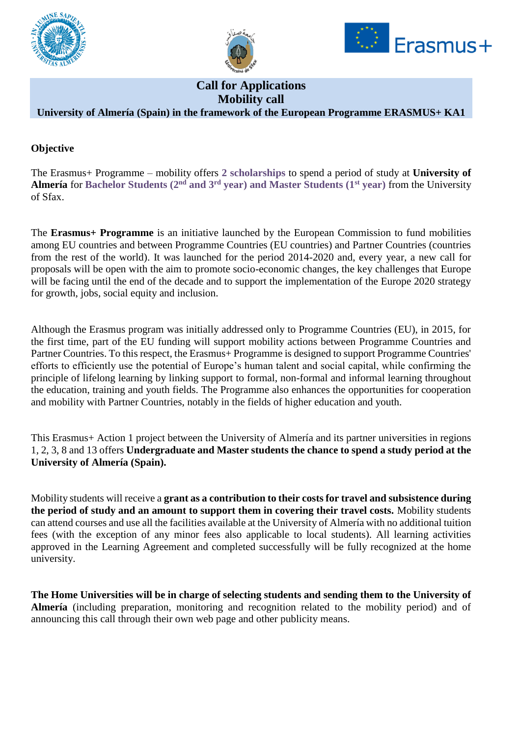# Call for Applications
# Mobility call
## University of Almería (Spain) in the framework of the European Programme ERASMUS+ KA1

**Objective**

The Erasmus+ Programme – mobility offers **2 scholarships** to spend a period of study at **University of Almería** for **Bachelor Students (2nd and 3rd year) and Master Students (1st year)** from the University of Sfax.

The **Erasmus+ Programme** is an initiative launched by the European Commission to fund mobilities among EU countries and between Programme Countries (EU countries) and Partner Countries (countries from the rest of the world). It was launched for the period 2014-2020 and, every year, a new call for proposals will be open with the aim to promote socio-economic changes, the key challenges that Europe will be facing until the end of the decade and to support the implementation of the Europe 2020 strategy for growth, jobs, social equity and inclusion.

Although the Erasmus program was initially addressed only to Programme Countries (EU), in 2015, for the first time, part of the EU funding will support mobility actions between Programme Countries and Partner Countries. To this respect, the Erasmus+ Programme is designed to support Programme Countries' efforts to efficiently use the potential of Europe's human talent and social capital, while confirming the principle of lifelong learning by linking support to formal, non-formal and informal learning throughout the education, training and youth fields. The Programme also enhances the opportunities for cooperation and mobility with Partner Countries, notably in the fields of higher education and youth.

This Erasmus+ Action 1 project between the University of Almería and its partner universities in regions 1, 2, 3, 8 and 13 offers **Undergraduate and Master students the chance to spend a study period at the University of Almería (Spain).**

Mobility students will receive a **grant as a contribution to their costs for travel and subsistence during the period of study and an amount to support them in covering their travel costs.** Mobility students can attend courses and use all the facilities available at the University of Almería with no additional tuition fees (with the exception of any minor fees also applicable to local students). All learning activities approved in the Learning Agreement and completed successfully will be fully recognized at the home university.

**The Home Universities will be in charge of selecting students and sending them to the University of Almería** (including preparation, monitoring and recognition related to the mobility period) and of announcing this call through their own web page and other publicity means.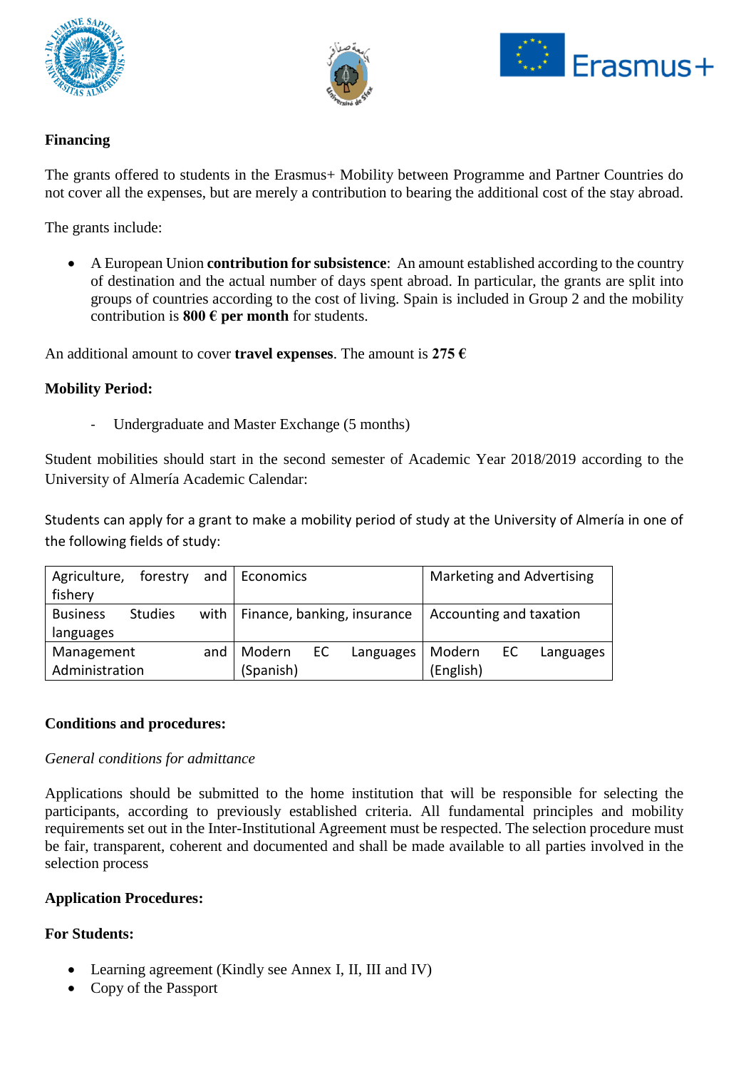**Financing**

The grants offered to students in the Erasmus+ Mobility between Programme and Partner Countries do not cover all the expenses, but are merely a contribution to bearing the additional cost of the stay abroad.

The grants include:

- A European Union **contribution for subsistence**: An amount established according to the country of destination and the actual number of days spent abroad. In particular, the grants are split into groups of countries according to the cost of living. Spain is included in Group 2 and the mobility contribution is **800 € per month** for students.

An additional amount to cover **travel expenses**. The amount is **275 €**

**Mobility Period:**

- Undergraduate and Master Exchange (5 months)

Student mobilities should start in the second semester of Academic Year 2018/2019 according to the University of Almería Academic Calendar:

Students can apply for a grant to make a mobility period of study at the University of Almería in one of the following fields of study:

| | | |
|---|---|---|
| Agriculture, forestry and fishery | Economics | Marketing and Advertising |
| Business Studies with languages | Finance, banking, insurance | Accounting and taxation |
| Management and Administration | Modern EC Languages (Spanish) | Modern EC Languages (English) |

**Conditions and procedures:**

*General conditions for admittance*

Applications should be submitted to the home institution that will be responsible for selecting the participants, according to previously established criteria. All fundamental principles and mobility requirements set out in the Inter-Institutional Agreement must be respected. The selection procedure must be fair, transparent, coherent and documented and shall be made available to all parties involved in the selection process

**Application Procedures:**

**For Students:**

- Learning agreement (Kindly see Annex I, II, III and IV)
- Copy of the Passport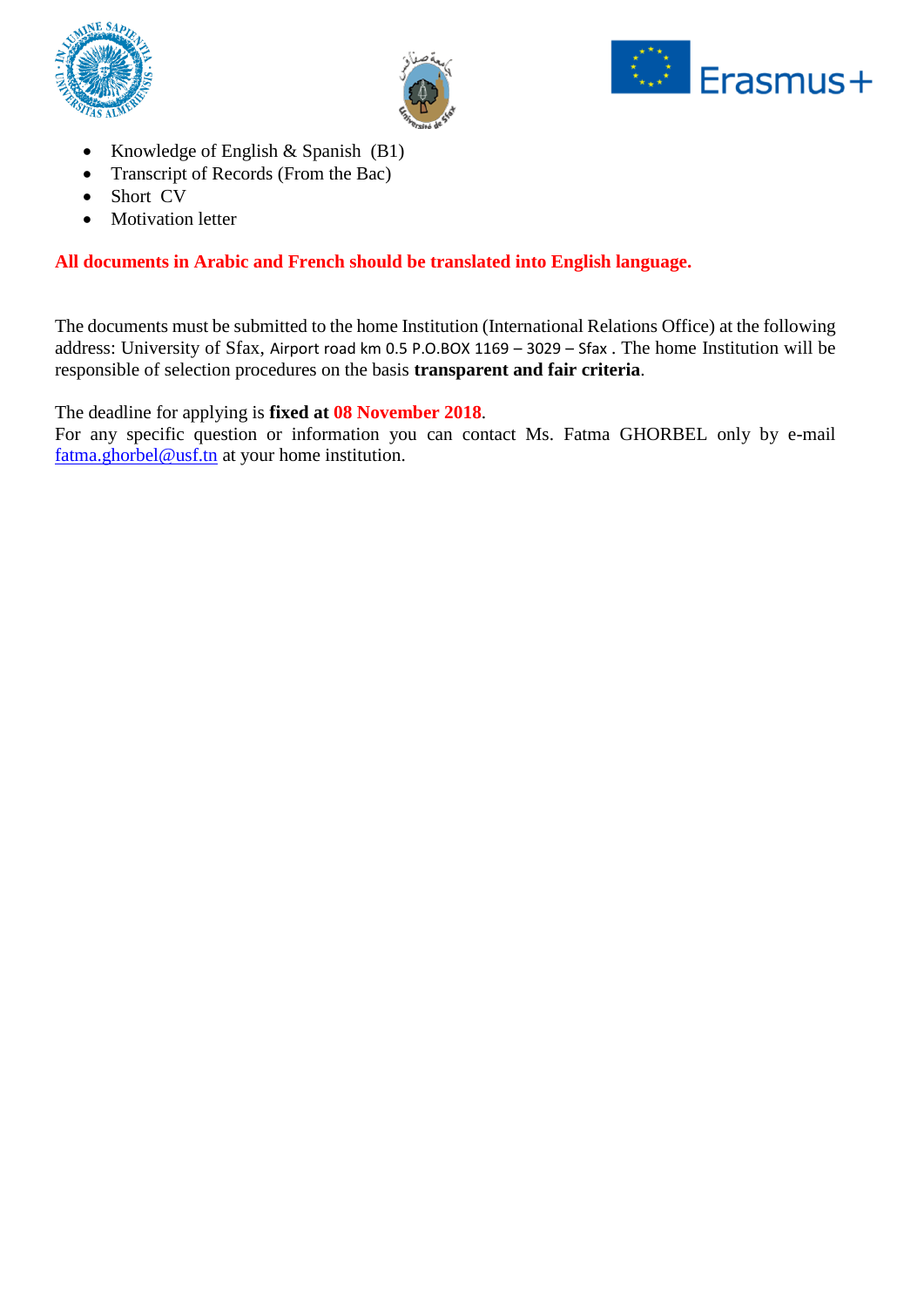- Knowledge of English & Spanish (B1)
- Transcript of Records (From the Bac)
- Short CV
- Motivation letter

**All documents in Arabic and French should be translated into English language.**

The documents must be submitted to the home Institution (International Relations Office) at the following address: University of Sfax, Airport road km 0.5 P.O.BOX 1169 – 3029 – Sfax . The home Institution will be responsible of selection procedures on the basis **transparent and fair criteria**.

The deadline for applying is **fixed at 08 November 2018**.
For any specific question or information you can contact Ms. Fatma GHORBEL only by e-mail fatma.ghorbel@usf.tn at your home institution.